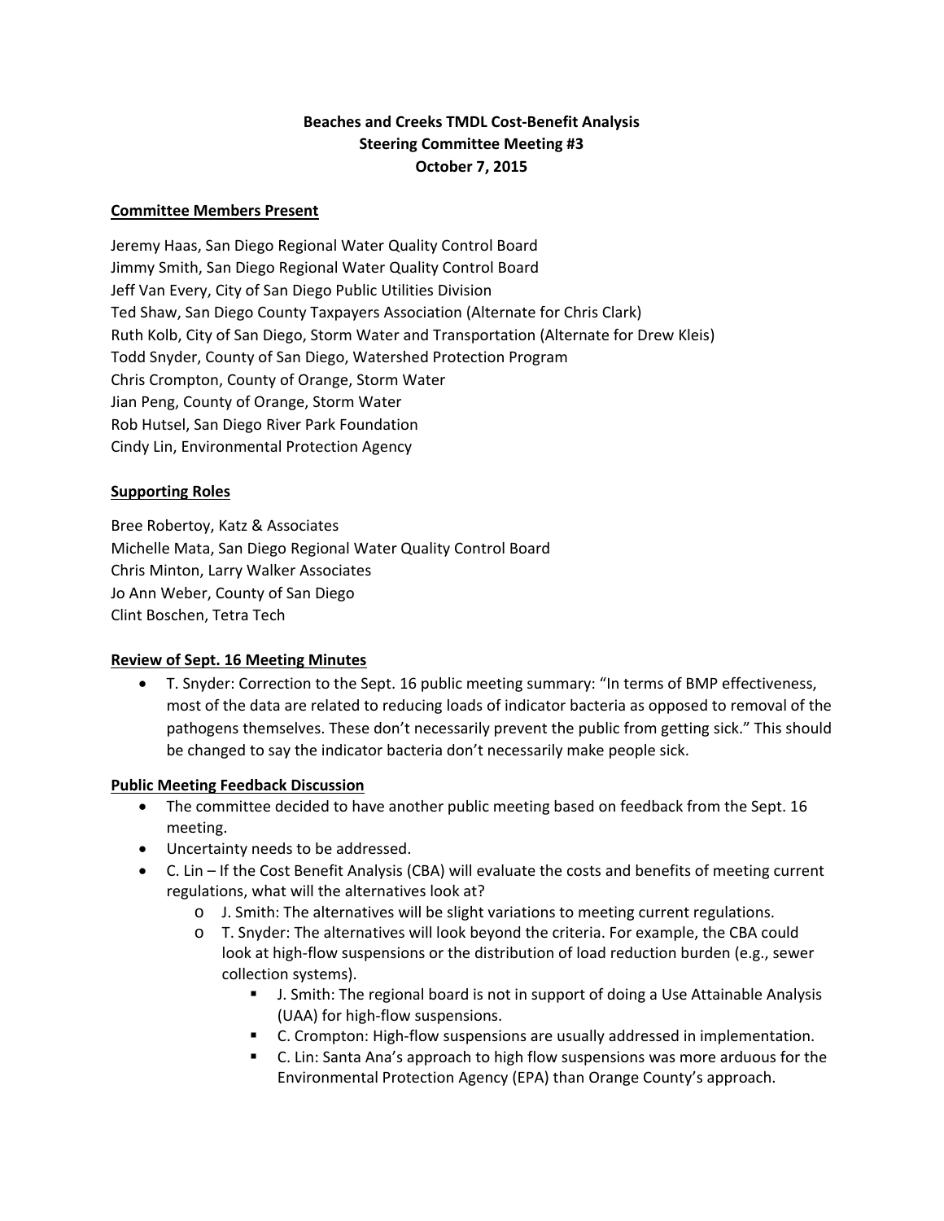**Beaches and Creeks TMDL Cost-Benefit Analysis**
**Steering Committee Meeting #3**
**October 7, 2015**

**Committee Members Present**

Jeremy Haas, San Diego Regional Water Quality Control Board
Jimmy Smith, San Diego Regional Water Quality Control Board
Jeff Van Every, City of San Diego Public Utilities Division
Ted Shaw, San Diego County Taxpayers Association (Alternate for Chris Clark)
Ruth Kolb, City of San Diego, Storm Water and Transportation (Alternate for Drew Kleis)
Todd Snyder, County of San Diego, Watershed Protection Program
Chris Crompton, County of Orange, Storm Water
Jian Peng, County of Orange, Storm Water
Rob Hutsel, San Diego River Park Foundation
Cindy Lin, Environmental Protection Agency

**Supporting Roles**

Bree Robertoy, Katz & Associates
Michelle Mata, San Diego Regional Water Quality Control Board
Chris Minton, Larry Walker Associates
Jo Ann Weber, County of San Diego
Clint Boschen, Tetra Tech

**Review of Sept. 16 Meeting Minutes**

- T. Snyder: Correction to the Sept. 16 public meeting summary: "In terms of BMP effectiveness, most of the data are related to reducing loads of indicator bacteria as opposed to removal of the pathogens themselves. These don't necessarily prevent the public from getting sick." This should be changed to say the indicator bacteria don't necessarily make people sick.

**Public Meeting Feedback Discussion**

- The committee decided to have another public meeting based on feedback from the Sept. 16 meeting.
- Uncertainty needs to be addressed.
- C. Lin – If the Cost Benefit Analysis (CBA) will evaluate the costs and benefits of meeting current regulations, what will the alternatives look at?
    - J. Smith: The alternatives will be slight variations to meeting current regulations.
    - T. Snyder: The alternatives will look beyond the criteria. For example, the CBA could look at high-flow suspensions or the distribution of load reduction burden (e.g., sewer collection systems).
        - J. Smith: The regional board is not in support of doing a Use Attainable Analysis (UAA) for high-flow suspensions.
        - C. Crompton: High-flow suspensions are usually addressed in implementation.
        - C. Lin: Santa Ana's approach to high flow suspensions was more arduous for the Environmental Protection Agency (EPA) than Orange County's approach.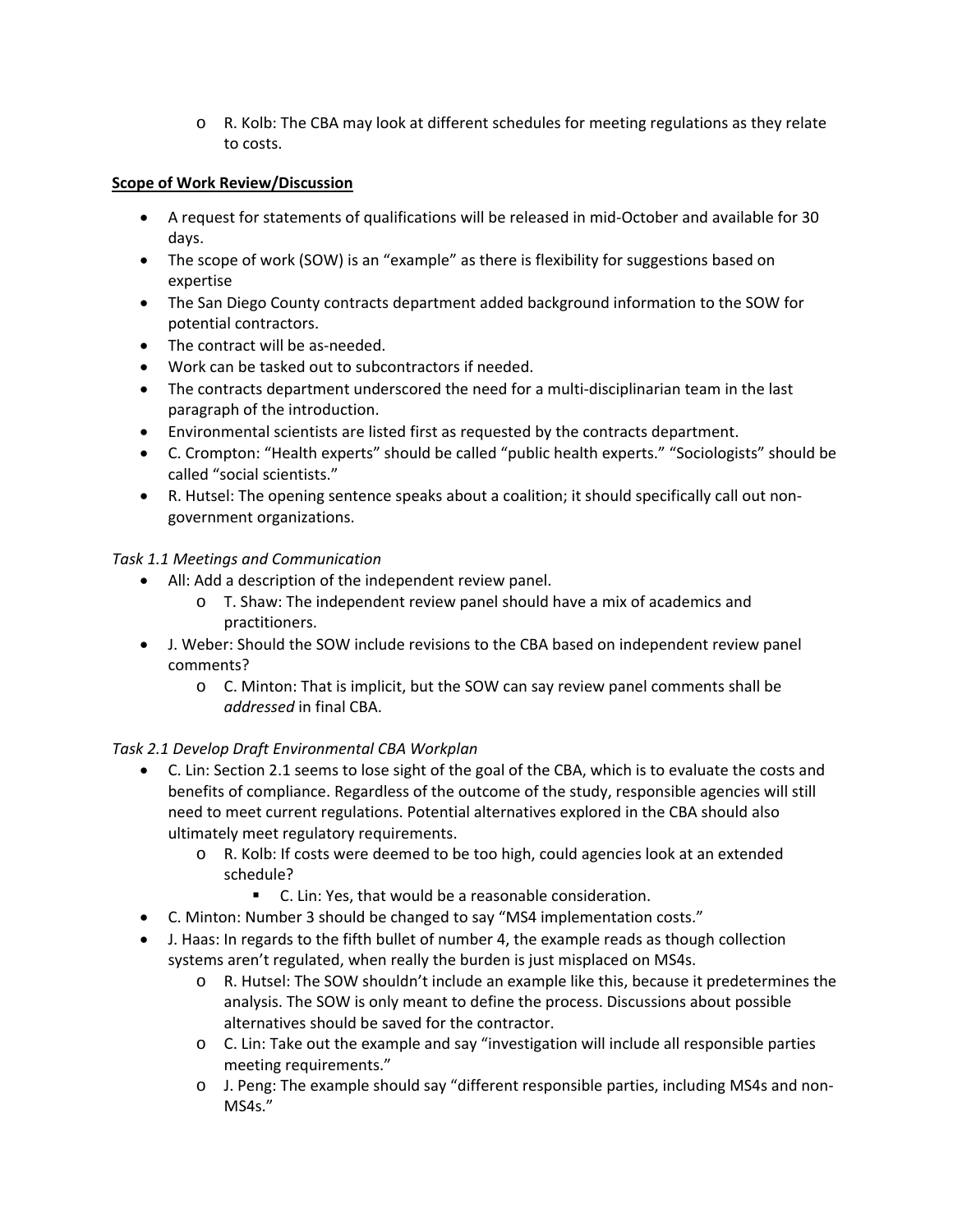- R. Kolb: The CBA may look at different schedules for meeting regulations as they relate to costs.

**Scope of Work Review/Discussion**

- A request for statements of qualifications will be released in mid-October and available for 30 days.
- The scope of work (SOW) is an "example" as there is flexibility for suggestions based on expertise
- The San Diego County contracts department added background information to the SOW for potential contractors.
- The contract will be as-needed.
- Work can be tasked out to subcontractors if needed.
- The contracts department underscored the need for a multi-disciplinarian team in the last paragraph of the introduction.
- Environmental scientists are listed first as requested by the contracts department.
- C. Crompton: "Health experts" should be called "public health experts." "Sociologists" should be called "social scientists."
- R. Hutsel: The opening sentence speaks about a coalition; it should specifically call out non-government organizations.

*Task 1.1 Meetings and Communication*

- All: Add a description of the independent review panel.
  - T. Shaw: The independent review panel should have a mix of academics and practitioners.
- J. Weber: Should the SOW include revisions to the CBA based on independent review panel comments?
  - C. Minton: That is implicit, but the SOW can say review panel comments shall be *addressed* in final CBA.

*Task 2.1 Develop Draft Environmental CBA Workplan*

- C. Lin: Section 2.1 seems to lose sight of the goal of the CBA, which is to evaluate the costs and benefits of compliance. Regardless of the outcome of the study, responsible agencies will still need to meet current regulations. Potential alternatives explored in the CBA should also ultimately meet regulatory requirements.
  - R. Kolb: If costs were deemed to be too high, could agencies look at an extended schedule?
    - C. Lin: Yes, that would be a reasonable consideration.
- C. Minton: Number 3 should be changed to say "MS4 implementation costs."
- J. Haas: In regards to the fifth bullet of number 4, the example reads as though collection systems aren't regulated, when really the burden is just misplaced on MS4s.
  - R. Hutsel: The SOW shouldn't include an example like this, because it predetermines the analysis. The SOW is only meant to define the process. Discussions about possible alternatives should be saved for the contractor.
  - C. Lin: Take out the example and say "investigation will include all responsible parties meeting requirements."
  - J. Peng: The example should say "different responsible parties, including MS4s and non-MS4s."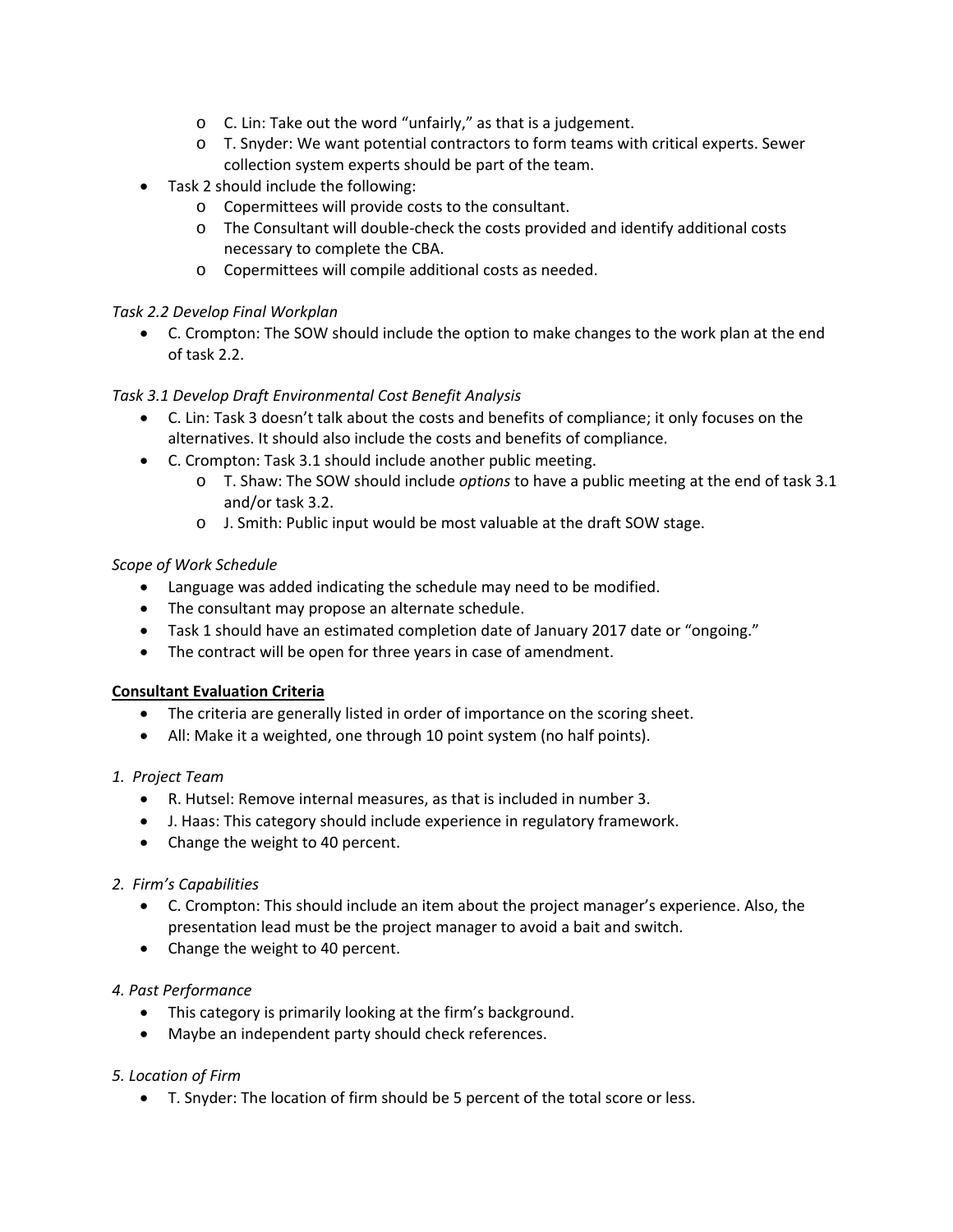- C. Lin: Take out the word "unfairly," as that is a judgement.
    - T. Snyder: We want potential contractors to form teams with critical experts. Sewer collection system experts should be part of the team.
- Task 2 should include the following:
    - Copermittees will provide costs to the consultant.
    - The Consultant will double-check the costs provided and identify additional costs necessary to complete the CBA.
    - Copermittees will compile additional costs as needed.

*Task 2.2 Develop Final Workplan*

- C. Crompton: The SOW should include the option to make changes to the work plan at the end of task 2.2.

*Task 3.1 Develop Draft Environmental Cost Benefit Analysis*

- C. Lin: Task 3 doesn't talk about the costs and benefits of compliance; it only focuses on the alternatives. It should also include the costs and benefits of compliance.
- C. Crompton: Task 3.1 should include another public meeting.
    - T. Shaw: The SOW should include *options* to have a public meeting at the end of task 3.1 and/or task 3.2.
    - J. Smith: Public input would be most valuable at the draft SOW stage.

*Scope of Work Schedule*

- Language was added indicating the schedule may need to be modified.
- The consultant may propose an alternate schedule.
- Task 1 should have an estimated completion date of January 2017 date or "ongoing."
- The contract will be open for three years in case of amendment.

**Consultant Evaluation Criteria**

- The criteria are generally listed in order of importance on the scoring sheet.
- All: Make it a weighted, one through 10 point system (no half points).

*1. Project Team*

- R. Hutsel: Remove internal measures, as that is included in number 3.
- J. Haas: This category should include experience in regulatory framework.
- Change the weight to 40 percent.

*2. Firm's Capabilities*

- C. Crompton: This should include an item about the project manager's experience. Also, the presentation lead must be the project manager to avoid a bait and switch.
- Change the weight to 40 percent.

*4. Past Performance*

- This category is primarily looking at the firm's background.
- Maybe an independent party should check references.

*5. Location of Firm*

- T. Snyder: The location of firm should be 5 percent of the total score or less.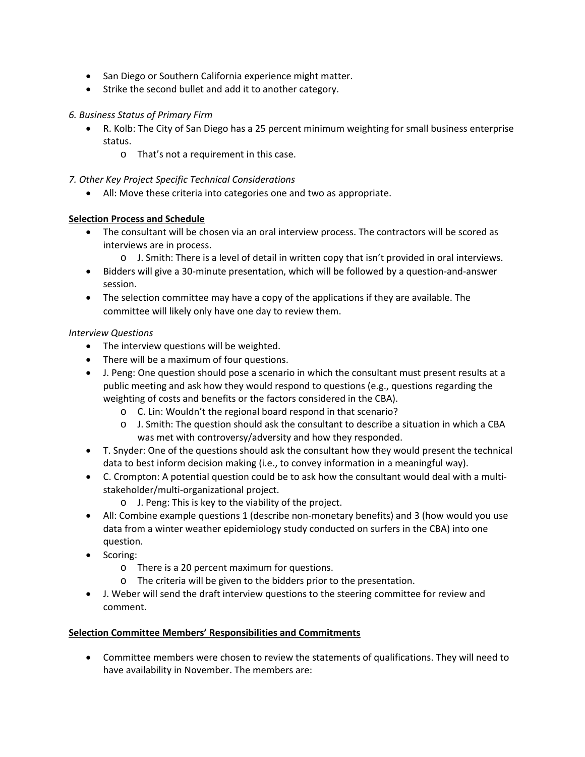- San Diego or Southern California experience might matter.
- Strike the second bullet and add it to another category.

*6. Business Status of Primary Firm*

- R. Kolb: The City of San Diego has a 25 percent minimum weighting for small business enterprise status.
    - That's not a requirement in this case.

*7. Other Key Project Specific Technical Considerations*

- All: Move these criteria into categories one and two as appropriate.

**Selection Process and Schedule**

- The consultant will be chosen via an oral interview process. The contractors will be scored as interviews are in process.
    - J. Smith: There is a level of detail in written copy that isn't provided in oral interviews.
- Bidders will give a 30-minute presentation, which will be followed by a question-and-answer session.
- The selection committee may have a copy of the applications if they are available. The committee will likely only have one day to review them.

*Interview Questions*

- The interview questions will be weighted.
- There will be a maximum of four questions.
- J. Peng: One question should pose a scenario in which the consultant must present results at a public meeting and ask how they would respond to questions (e.g., questions regarding the weighting of costs and benefits or the factors considered in the CBA).
    - C. Lin: Wouldn't the regional board respond in that scenario?
    - J. Smith: The question should ask the consultant to describe a situation in which a CBA was met with controversy/adversity and how they responded.
- T. Snyder: One of the questions should ask the consultant how they would present the technical data to best inform decision making (i.e., to convey information in a meaningful way).
- C. Crompton: A potential question could be to ask how the consultant would deal with a multi-stakeholder/multi-organizational project.
    - J. Peng: This is key to the viability of the project.
- All: Combine example questions 1 (describe non-monetary benefits) and 3 (how would you use data from a winter weather epidemiology study conducted on surfers in the CBA) into one question.
- Scoring:
    - There is a 20 percent maximum for questions.
    - The criteria will be given to the bidders prior to the presentation.
- J. Weber will send the draft interview questions to the steering committee for review and comment.

**Selection Committee Members' Responsibilities and Commitments**

- Committee members were chosen to review the statements of qualifications. They will need to have availability in November. The members are: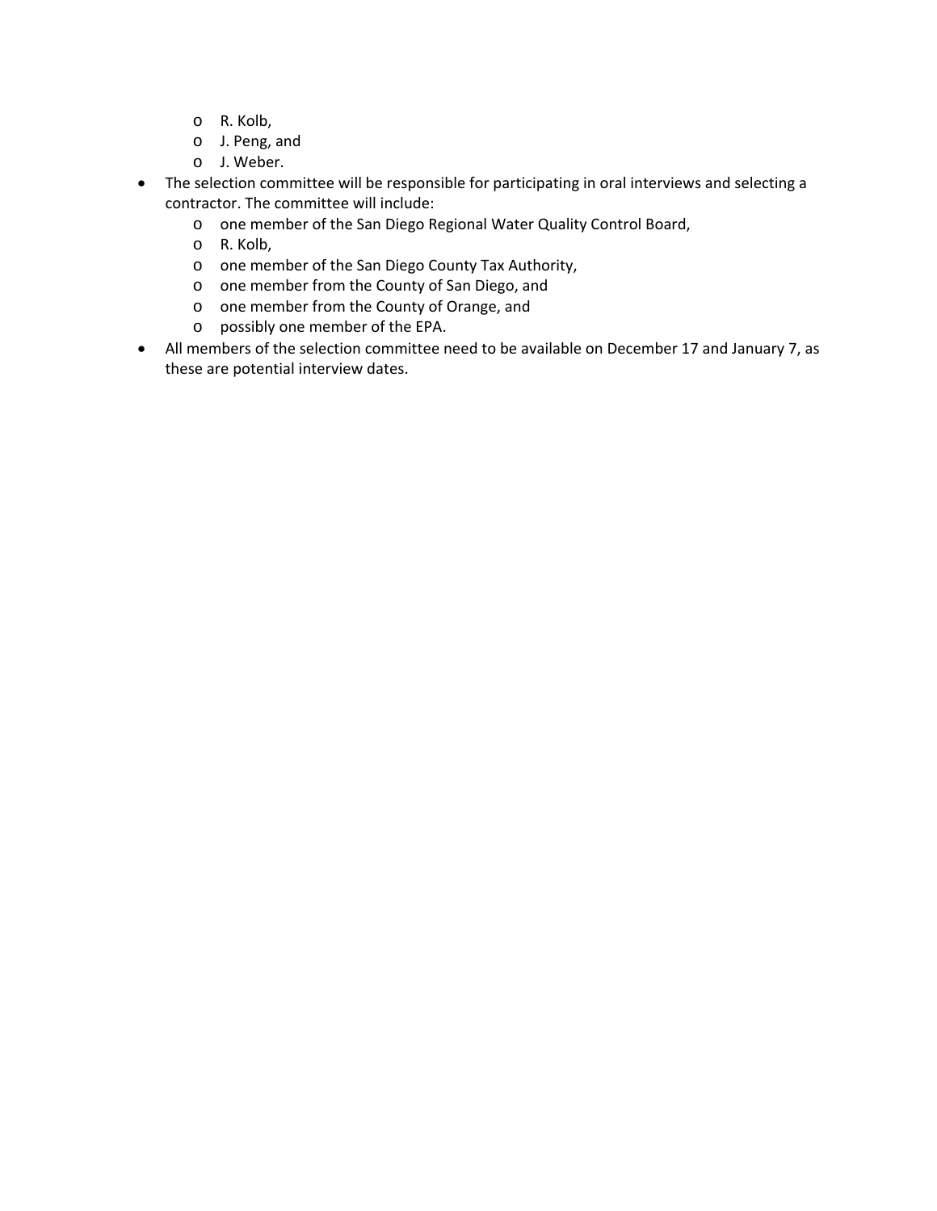- R. Kolb,
  - J. Peng, and
  - J. Weber.
- The selection committee will be responsible for participating in oral interviews and selecting a contractor. The committee will include:
  - one member of the San Diego Regional Water Quality Control Board,
  - R. Kolb,
  - one member of the San Diego County Tax Authority,
  - one member from the County of San Diego, and
  - one member from the County of Orange, and
  - possibly one member of the EPA.
- All members of the selection committee need to be available on December 17 and January 7, as these are potential interview dates.